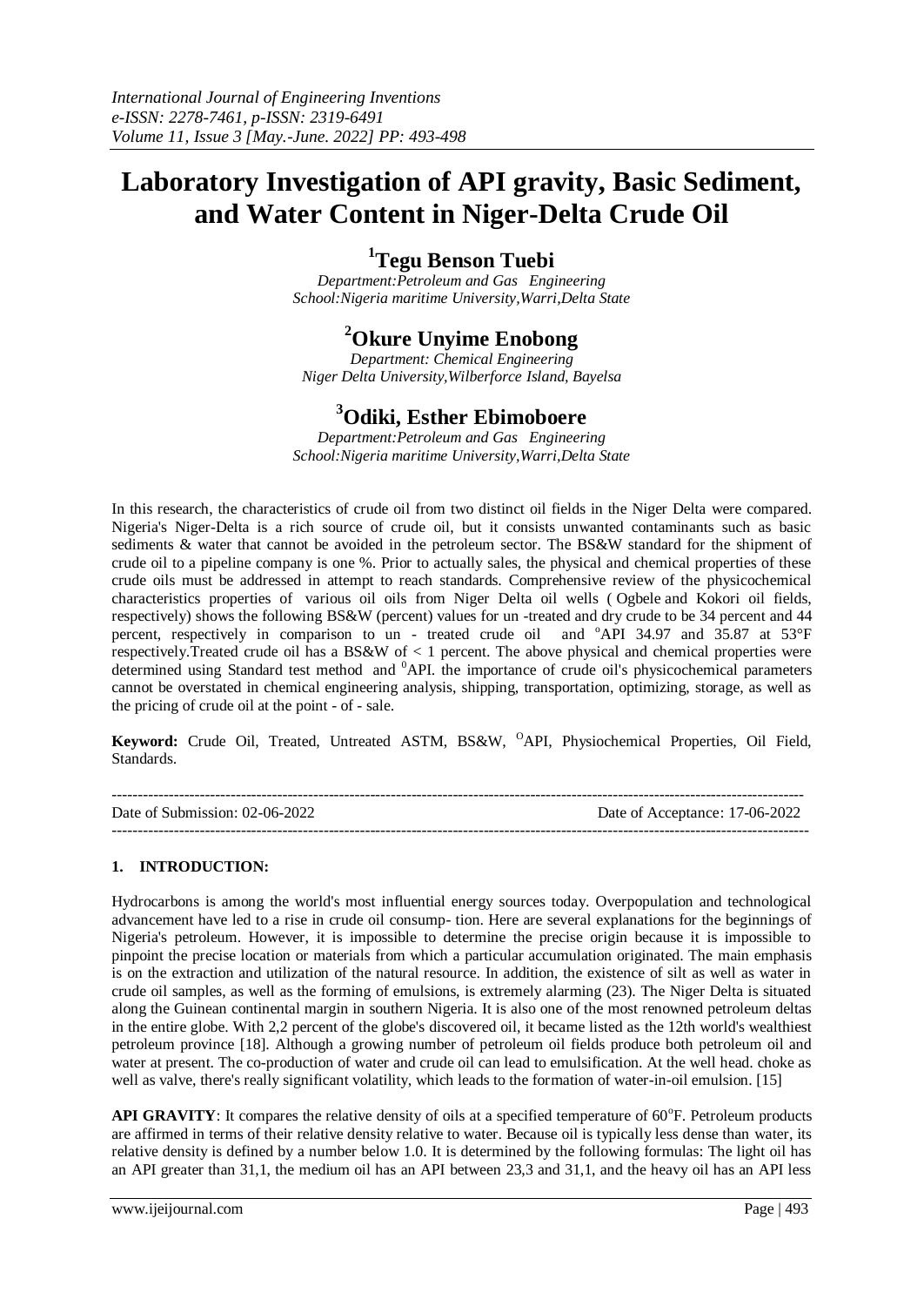# Laboratory Investigation of API gravity, Basic Sediment, and Water Content in Niger-Delta Crude Oil

## [1]Tegu Benson Tuebi

*Department:Petroleum and Gas Engineering*
*School:Nigeria maritime University,Warri,Delta State*

## [2]Okure Unyime Enobong

*Department: Chemical Engineering*
*Niger Delta University,Wilberforce Island, Bayelsa*

## [3]Odiki, Esther Ebimoboere

*Department:Petroleum and Gas Engineering*
*School:Nigeria maritime University,Warri,Delta State*

In this research, the characteristics of crude oil from two distinct oil fields in the Niger Delta were compared. Nigeria's Niger-Delta is a rich source of crude oil, but it consists unwanted contaminants such as basic sediments & water that cannot be avoided in the petroleum sector. The BS&W standard for the shipment of crude oil to a pipeline company is one %. Prior to actually sales, the physical and chemical properties of these crude oils must be addressed in attempt to reach standards. Comprehensive review of the physicochemical characteristics properties of various oil oils from Niger Delta oil wells ( Ogbele and Kokori oil fields, respectively) shows the following BS&W (percent) values for un -treated and dry crude to be 34 percent and 44 percent, respectively in comparison to un - treated crude oil and °API 34.97 and 35.87 at 53°F respectively.Treated crude oil has a BS&W of < 1 percent. The above physical and chemical properties were determined using Standard test method and °API. the importance of crude oil's physicochemical parameters cannot be overstated in chemical engineering analysis, shipping, transportation, optimizing, storage, as well as the pricing of crude oil at the point - of - sale.

**Keyword:** Crude Oil, Treated, Untreated ASTM, BS&W, °API, Physiochemical Properties, Oil Field, Standards.

---

Date of Submission: 02-06-2022 Date of Acceptance: 17-06-2022

---

## 1. INTRODUCTION:

Hydrocarbons is among the world's most influential energy sources today. Overpopulation and technological advancement have led to a rise in crude oil consump- tion. Here are several explanations for the beginnings of Nigeria's petroleum. However, it is impossible to determine the precise origin because it is impossible to pinpoint the precise location or materials from which a particular accumulation originated. The main emphasis is on the extraction and utilization of the natural resource. In addition, the existence of silt as well as water in crude oil samples, as well as the forming of emulsions, is extremely alarming (23). The Niger Delta is situated along the Guinean continental margin in southern Nigeria. It is also one of the most renowned petroleum deltas in the entire globe. With 2,2 percent of the globe's discovered oil, it became listed as the 12th world's wealthiest petroleum province [18]. Although a growing number of petroleum oil fields produce both petroleum oil and water at present. The co-production of water and crude oil can lead to emulsification. At the well head. choke as well as valve, there's really significant volatility, which leads to the formation of water-in-oil emulsion. [15]

**API GRAVITY**: It compares the relative density of oils at a specified temperature of 60°F. Petroleum products are affirmed in terms of their relative density relative to water. Because oil is typically less dense than water, its relative density is defined by a number below 1.0. It is determined by the following formulas: The light oil has an API greater than 31,1, the medium oil has an API between 23,3 and 31,1, and the heavy oil has an API less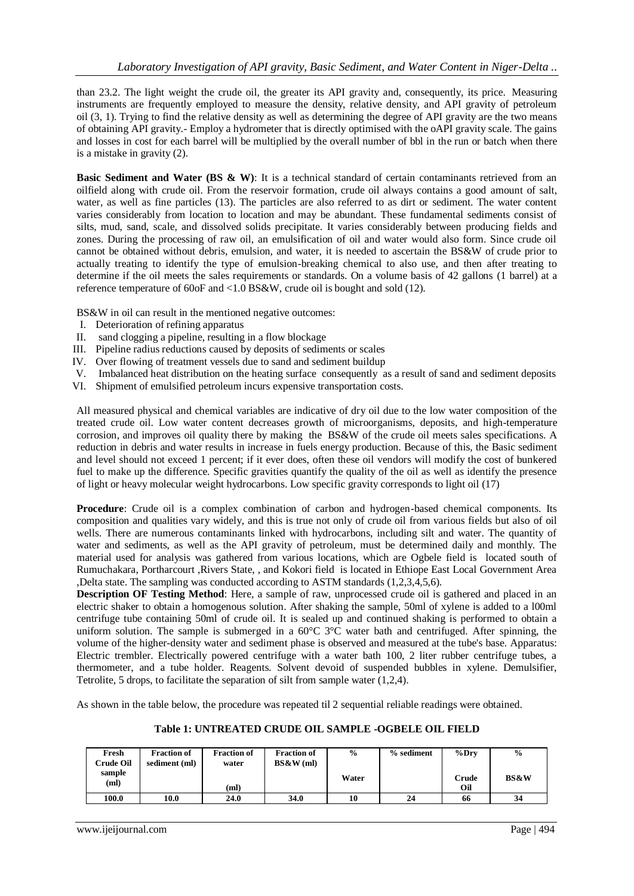than 23.2. The light weight the crude oil, the greater its API gravity and, consequently, its price. Measuring instruments are frequently employed to measure the density, relative density, and API gravity of petroleum oil (3, 1). Trying to find the relative density as well as determining the degree of API gravity are the two means of obtaining API gravity.- Employ a hydrometer that is directly optimised with the oAPI gravity scale. The gains and losses in cost for each barrel will be multiplied by the overall number of bbl in the run or batch when there is a mistake in gravity (2).

**Basic Sediment and Water (BS & W)**: It is a technical standard of certain contaminants retrieved from an oilfield along with crude oil. From the reservoir formation, crude oil always contains a good amount of salt, water, as well as fine particles (13). The particles are also referred to as dirt or sediment. The water content varies considerably from location to location and may be abundant. These fundamental sediments consist of silts, mud, sand, scale, and dissolved solids precipitate. It varies considerably between producing fields and zones. During the processing of raw oil, an emulsification of oil and water would also form. Since crude oil cannot be obtained without debris, emulsion, and water, it is needed to ascertain the BS&W of crude prior to actually treating to identify the type of emulsion-breaking chemical to also use, and then after treating to determine if the oil meets the sales requirements or standards. On a volume basis of 42 gallons (1 barrel) at a reference temperature of 60oF and <1.0 BS&W, crude oil is bought and sold (12).

BS&W in oil can result in the mentioned negative outcomes:

I. Deterioration of refining apparatus
II. sand clogging a pipeline, resulting in a flow blockage
III. Pipeline radius reductions caused by deposits of sediments or scales
IV. Over flowing of treatment vessels due to sand and sediment buildup
V. Imbalanced heat distribution on the heating surface consequently as a result of sand and sediment deposits
VI. Shipment of emulsified petroleum incurs expensive transportation costs.

All measured physical and chemical variables are indicative of dry oil due to the low water composition of the treated crude oil. Low water content decreases growth of microorganisms, deposits, and high-temperature corrosion, and improves oil quality there by making the BS&W of the crude oil meets sales specifications. A reduction in debris and water results in increase in fuels energy production. Because of this, the Basic sediment and level should not exceed 1 percent; if it ever does, often these oil vendors will modify the cost of bunkered fuel to make up the difference. Specific gravities quantify the quality of the oil as well as identify the presence of light or heavy molecular weight hydrocarbons. Low specific gravity corresponds to light oil (17)

**Procedure**: Crude oil is a complex combination of carbon and hydrogen-based chemical components. Its composition and qualities vary widely, and this is true not only of crude oil from various fields but also of oil wells. There are numerous contaminants linked with hydrocarbons, including silt and water. The quantity of water and sediments, as well as the API gravity of petroleum, must be determined daily and monthly. The material used for analysis was gathered from various locations, which are Ogbele field is located south of Rumuchakara, Portharcourt ,Rivers State, , and Kokori field is located in Ethiope East Local Government Area ,Delta state. The sampling was conducted according to ASTM standards (1,2,3,4,5,6).

**Description OF Testing Method**: Here, a sample of raw, unprocessed crude oil is gathered and placed in an electric shaker to obtain a homogenous solution. After shaking the sample, 50ml of xylene is added to a l00ml centrifuge tube containing 50ml of crude oil. It is sealed up and continued shaking is performed to obtain a uniform solution. The sample is submerged in a 60°C 3°C water bath and centrifuged. After spinning, the volume of the higher-density water and sediment phase is observed and measured at the tube's base. Apparatus: Electric trembler. Electrically powered centrifuge with a water bath 100, 2 liter rubber centrifuge tubes, a thermometer, and a tube holder. Reagents. Solvent devoid of suspended bubbles in xylene. Demulsifier, Tetrolite, 5 drops, to facilitate the separation of silt from sample water (1,2,4).

As shown in the table below, the procedure was repeated til 2 sequential reliable readings were obtained.

**Table 1: UNTREATED CRUDE OIL SAMPLE -OGBELE OIL FIELD**

| Fresh Crude Oil sample (ml) | Fraction of sediment (ml) | Fraction of water (ml) | Fraction of BS&W (ml) | % Water | % sediment | %Dry Crude Oil | % BS&W |
|---|---|---|---|---|---|---|---|
| 100.0 | 10.0 | 24.0 | 34.0 | 10 | 24 | 66 | 34 |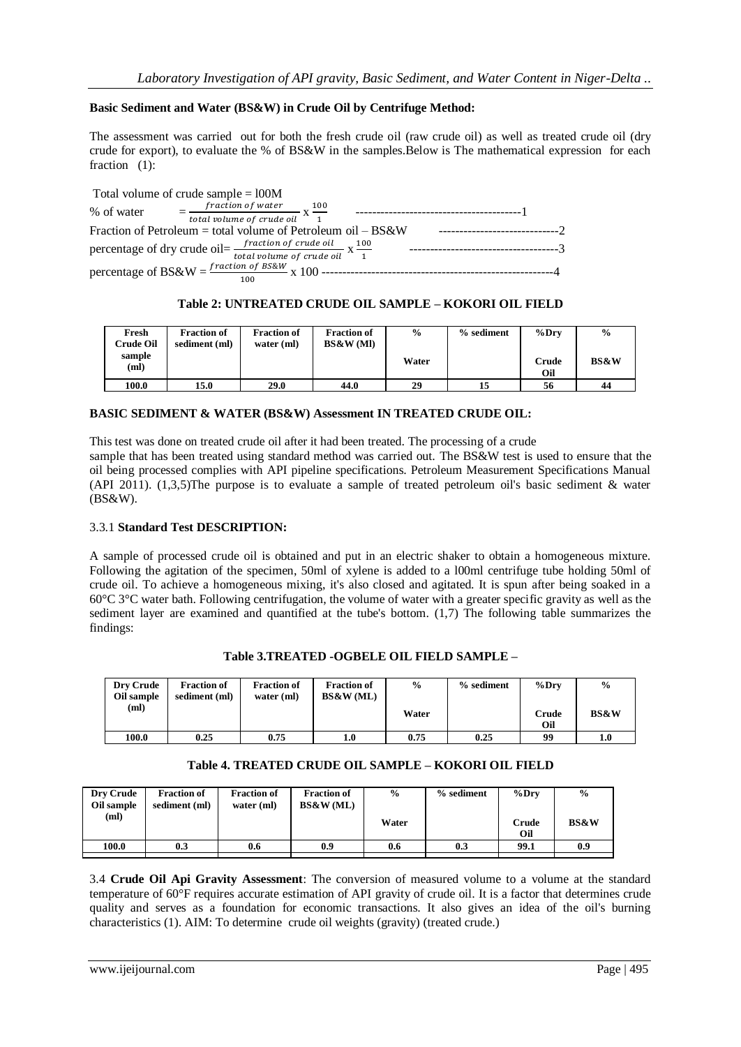**Basic Sediment and Water (BS&W) in Crude Oil by Centrifuge Method:**

The assessment was carried out for both the fresh crude oil (raw crude oil) as well as treated crude oil (dry crude for export), to evaluate the % of BS&W in the samples.Below is The mathematical expression for each fraction (1):

Total volume of crude sample = l00M

% of water $= \frac{fraction\ of\ water}{total\ volume\ of\ crude\ oil} \times \frac{100}{1}$ ----------------------------------------1

Fraction of Petroleum = total volume of Petroleum oil – BS&W -----------------------------2

percentage of dry crude oil= $\frac{fraction\ of\ crude\ oil}{total\ volume\ of\ crude\ oil} \times \frac{100}{1}$ ------------------------------------3

percentage of BS&W = $\frac{fraction\ of\ BS\&W}{100} \times 100$ --------------------------------------------------------4

**Table 2: UNTREATED CRUDE OIL SAMPLE – KOKORI OIL FIELD**

| Fresh Crude Oil sample (ml) | Fraction of sediment (ml) | Fraction of water (ml) | Fraction of BS&W (Ml) | % Water | % sediment | %Dry Crude Oil | % BS&W |
|---|---|---|---|---|---|---|---|
| 100.0 | 15.0 | 29.0 | 44.0 | 29 | 15 | 56 | 44 |

**BASIC SEDIMENT & WATER (BS&W) Assessment IN TREATED CRUDE OIL:**

This test was done on treated crude oil after it had been treated. The processing of a crude sample that has been treated using standard method was carried out. The BS&W test is used to ensure that the oil being processed complies with API pipeline specifications. Petroleum Measurement Specifications Manual (API 2011). (1,3,5)The purpose is to evaluate a sample of treated petroleum oil's basic sediment & water (BS&W).

3.3.1 **Standard Test DESCRIPTION:**

A sample of processed crude oil is obtained and put in an electric shaker to obtain a homogeneous mixture. Following the agitation of the specimen, 50ml of xylene is added to a l00ml centrifuge tube holding 50ml of crude oil. To achieve a homogeneous mixing, it's also closed and agitated. It is spun after being soaked in a 60°C 3°C water bath. Following centrifugation, the volume of water with a greater specific gravity as well as the sediment layer are examined and quantified at the tube's bottom. (1,7) The following table summarizes the findings:

**Table 3.TREATED -OGBELE OIL FIELD SAMPLE –**

| Dry Crude Oil sample (ml) | Fraction of sediment (ml) | Fraction of water (ml) | Fraction of BS&W (ML) | % Water | % sediment | %Dry Crude Oil | % BS&W |
|---|---|---|---|---|---|---|---|
| 100.0 | 0.25 | 0.75 | 1.0 | 0.75 | 0.25 | 99 | 1.0 |

**Table 4. TREATED CRUDE OIL SAMPLE – KOKORI OIL FIELD**

| Dry Crude Oil sample (ml) | Fraction of sediment (ml) | Fraction of water (ml) | Fraction of BS&W (ML) | % Water | % sediment | %Dry Crude Oil | % BS&W |
|---|---|---|---|---|---|---|---|
| 100.0 | 0.3 | 0.6 | 0.9 | 0.6 | 0.3 | 99.1 | 0.9 |

3.4 **Crude Oil Api Gravity Assessment**: The conversion of measured volume to a volume at the standard temperature of 60°F requires accurate estimation of API gravity of crude oil. It is a factor that determines crude quality and serves as a foundation for economic transactions. It also gives an idea of the oil's burning characteristics (1). AIM: To determine crude oil weights (gravity) (treated crude.)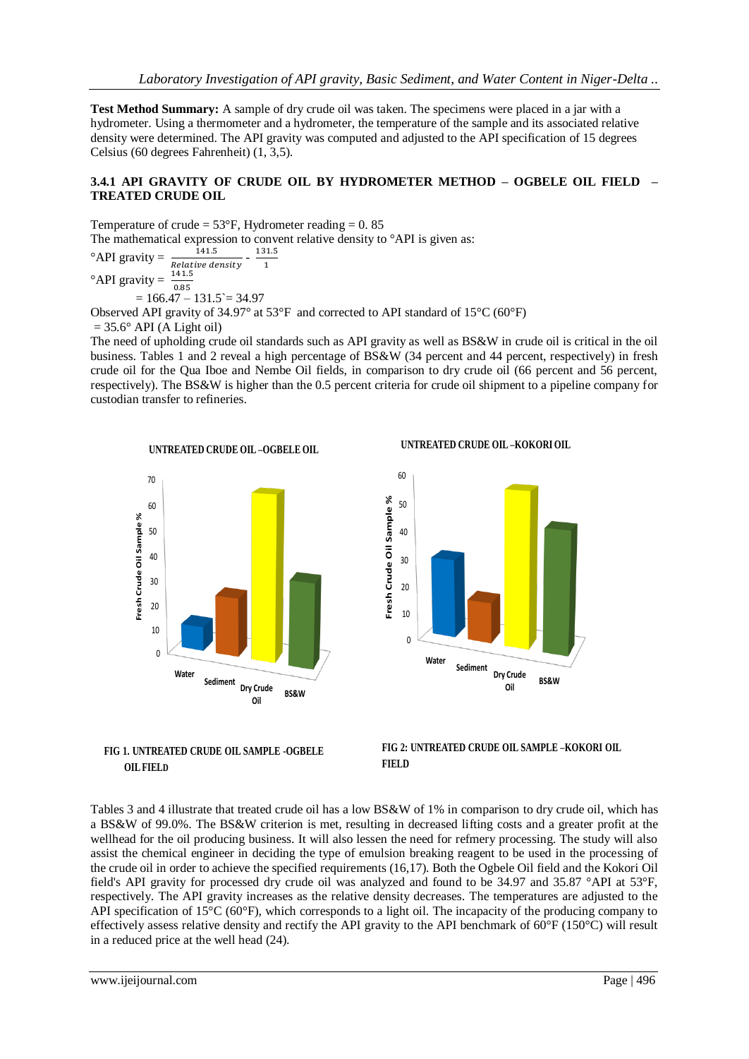**Test Method Summary:** A sample of dry crude oil was taken. The specimens were placed in a jar with a hydrometer. Using a thermometer and a hydrometer, the temperature of the sample and its associated relative density were determined. The API gravity was computed and adjusted to the API specification of 15 degrees Celsius (60 degrees Fahrenheit) (1, 3,5).

### 3.4.1 API GRAVITY OF CRUDE OIL BY HYDROMETER METHOD – OGBELE OIL FIELD – TREATED CRUDE OIL

Temperature of crude = 53°F, Hydrometer reading = 0. 85

The mathematical expression to convent relative density to °API is given as:

$$°API\ gravity = \frac{141.5}{Relative\ density} - \frac{131.5}{1}$$

$$°API\ gravity = \frac{141.5}{0.85}$$

$$= 166.47 – 131.5 = 34.97$$

Observed API gravity of 34.97° at 53°F and corrected to API standard of 15°C (60°F)

= 35.6° API (A Light oil)

The need of upholding crude oil standards such as API gravity as well as BS&W in crude oil is critical in the oil business. Tables 1 and 2 reveal a high percentage of BS&W (34 percent and 44 percent, respectively) in fresh crude oil for the Qua Iboe and Nembe Oil fields, in comparison to dry crude oil (66 percent and 56 percent, respectively). The BS&W is higher than the 0.5 percent criteria for crude oil shipment to a pipeline company for custodian transfer to refineries.

FIG 1. UNTREATED CRUDE OIL SAMPLE -OGBELE OIL FIELD

FIG 2: UNTREATED CRUDE OIL SAMPLE –KOKORI OIL FIELD

Tables 3 and 4 illustrate that treated crude oil has a low BS&W of 1% in comparison to dry crude oil, which has a BS&W of 99.0%. The BS&W criterion is met, resulting in decreased lifting costs and a greater profit at the wellhead for the oil producing business. It will also lessen the need for refinery processing. The study will also assist the chemical engineer in deciding the type of emulsion breaking reagent to be used in the processing of the crude oil in order to achieve the specified requirements (16,17). Both the Ogbele Oil field and the Kokori Oil field's API gravity for processed dry crude oil was analyzed and found to be 34.97 and 35.87 °API at 53°F, respectively. The API gravity increases as the relative density decreases. The temperatures are adjusted to the API specification of 15°C (60°F), which corresponds to a light oil. The incapacity of the producing company to effectively assess relative density and rectify the API gravity to the API benchmark of 60°F (150°C) will result in a reduced price at the well head (24).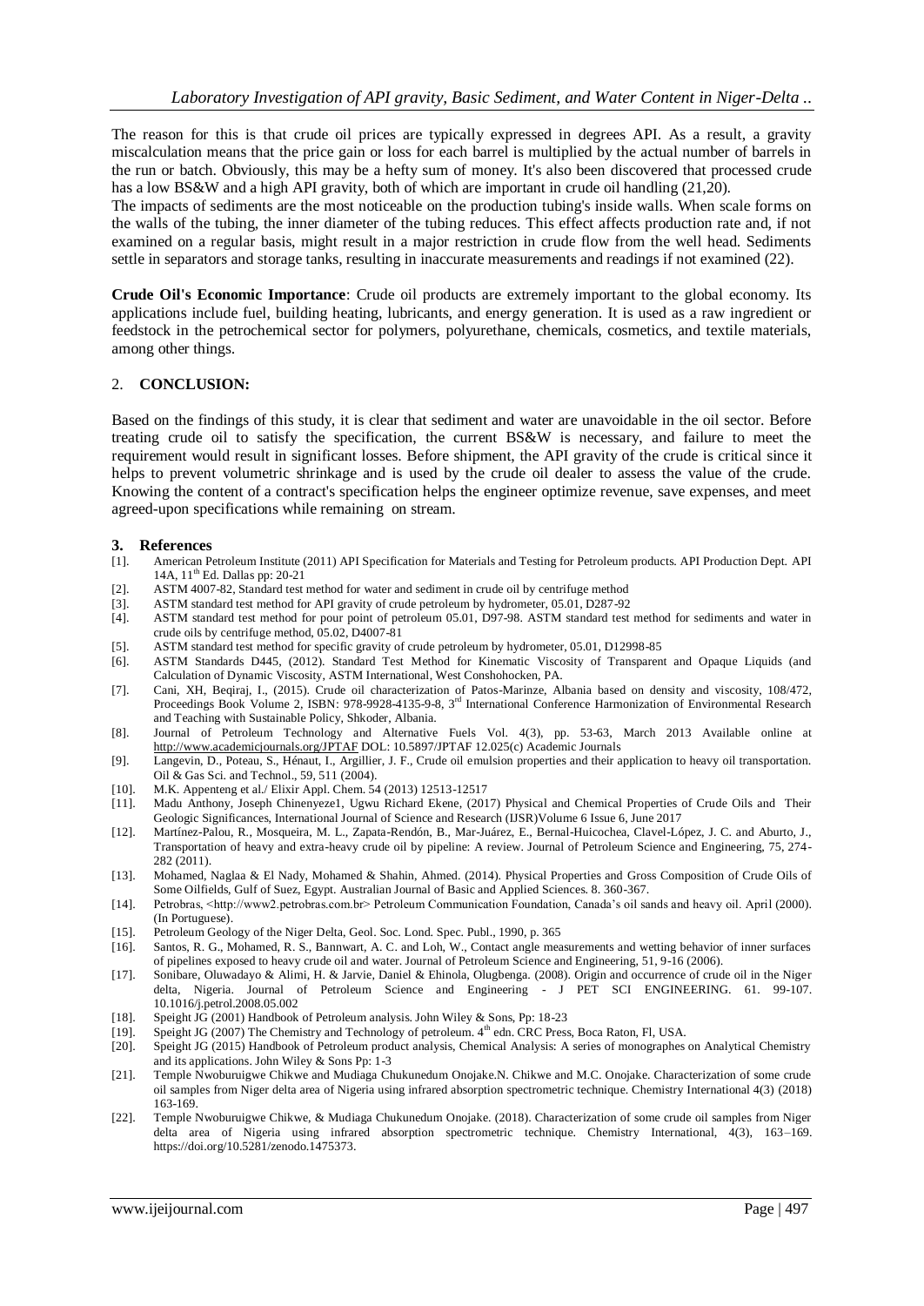The reason for this is that crude oil prices are typically expressed in degrees API. As a result, a gravity miscalculation means that the price gain or loss for each barrel is multiplied by the actual number of barrels in the run or batch. Obviously, this may be a hefty sum of money. It's also been discovered that processed crude has a low BS&W and a high API gravity, both of which are important in crude oil handling (21,20).

The impacts of sediments are the most noticeable on the production tubing's inside walls. When scale forms on the walls of the tubing, the inner diameter of the tubing reduces. This effect affects production rate and, if not examined on a regular basis, might result in a major restriction in crude flow from the well head. Sediments settle in separators and storage tanks, resulting in inaccurate measurements and readings if not examined (22).

**Crude Oil's Economic Importance**: Crude oil products are extremely important to the global economy. Its applications include fuel, building heating, lubricants, and energy generation. It is used as a raw ingredient or feedstock in the petrochemical sector for polymers, polyurethane, chemicals, cosmetics, and textile materials, among other things.

## 2. CONCLUSION:

Based on the findings of this study, it is clear that sediment and water are unavoidable in the oil sector. Before treating crude oil to satisfy the specification, the current BS&W is necessary, and failure to meet the requirement would result in significant losses. Before shipment, the API gravity of the crude is critical since it helps to prevent volumetric shrinkage and is used by the crude oil dealer to assess the value of the crude. Knowing the content of a contract's specification helps the engineer optimize revenue, save expenses, and meet agreed-upon specifications while remaining on stream.

## 3. References

[1]. American Petroleum Institute (2011) API Specification for Materials and Testing for Petroleum products. API Production Dept. API 14A, 11th Ed. Dallas pp: 20-21

[2]. ASTM 4007-82, Standard test method for water and sediment in crude oil by centrifuge method

[3]. ASTM standard test method for API gravity of crude petroleum by hydrometer, 05.01, D287-92

[4]. ASTM standard test method for pour point of petroleum 05.01, D97-98. ASTM standard test method for sediments and water in crude oils by centrifuge method, 05.02, D4007-81

[5]. ASTM standard test method for specific gravity of crude petroleum by hydrometer, 05.01, D12998-85

[6]. ASTM Standards D445, (2012). Standard Test Method for Kinematic Viscosity of Transparent and Opaque Liquids (and Calculation of Dynamic Viscosity, ASTM International, West Conshohocken, PA.

[7]. Cani, XH, Beqiraj, I., (2015). Crude oil characterization of Patos-Marinze, Albania based on density and viscosity, 108/472, Proceedings Book Volume 2, ISBN: 978-9928-4135-9-8, 3rd International Conference Harmonization of Environmental Research and Teaching with Sustainable Policy, Shkoder, Albania.

[8]. Journal of Petroleum Technology and Alternative Fuels Vol. 4(3), pp. 53-63, March 2013 Available online at http://www.academicjournals.org/JPTAF DOL: 10.5897/JPTAF 12.025(c) Academic Journals

[9]. Langevin, D., Poteau, S., Hénaut, I., Argillier, J. F., Crude oil emulsion properties and their application to heavy oil transportation. Oil & Gas Sci. and Technol., 59, 511 (2004).

[10]. M.K. Appenteng et al./ Elixir Appl. Chem. 54 (2013) 12513-12517

[11]. Madu Anthony, Joseph Chinenyeze1, Ugwu Richard Ekene, (2017) Physical and Chemical Properties of Crude Oils and Their Geologic Significances, International Journal of Science and Research (IJSR)Volume 6 Issue 6, June 2017

[12]. Martínez-Palou, R., Mosqueira, M. L., Zapata-Rendón, B., Mar-Juárez, E., Bernal-Huicochea, Clavel-López, J. C. and Aburto, J., Transportation of heavy and extra-heavy crude oil by pipeline: A review. Journal of Petroleum Science and Engineering, 75, 274-282 (2011).

[13]. Mohamed, Naglaa & El Nady, Mohamed & Shahin, Ahmed. (2014). Physical Properties and Gross Composition of Crude Oils of Some Oilfields, Gulf of Suez, Egypt. Australian Journal of Basic and Applied Sciences. 8. 360-367.

[14]. Petrobras, <http://www2.petrobras.com.br> Petroleum Communication Foundation, Canada's oil sands and heavy oil. April (2000). (In Portuguese).

[15]. Petroleum Geology of the Niger Delta, Geol. Soc. Lond. Spec. Publ., 1990, p. 365

[16]. Santos, R. G., Mohamed, R. S., Bannwart, A. C. and Loh, W., Contact angle measurements and wetting behavior of inner surfaces of pipelines exposed to heavy crude oil and water. Journal of Petroleum Science and Engineering, 51, 9-16 (2006).

[17]. Sonibare, Oluwadayo & Alimi, H. & Jarvie, Daniel & Ehinola, Olugbenga. (2008). Origin and occurrence of crude oil in the Niger delta, Nigeria. Journal of Petroleum Science and Engineering - J PET SCI ENGINEERING. 61. 99-107. 10.1016/j.petrol.2008.05.002

[18]. Speight JG (2001) Handbook of Petroleum analysis. John Wiley & Sons, Pp: 18-23

[19]. Speight JG (2007) The Chemistry and Technology of petroleum. 4th edn. CRC Press, Boca Raton, Fl, USA.

[20]. Speight JG (2015) Handbook of Petroleum product analysis, Chemical Analysis: A series of monographes on Analytical Chemistry and its applications. John Wiley & Sons Pp: 1-3

[21]. Temple Nwoburuigwe Chikwe and Mudiaga Chukunedum Onojake.N. Chikwe and M.C. Onojake. Characterization of some crude oil samples from Niger delta area of Nigeria using infrared absorption spectrometric technique. Chemistry International 4(3) (2018) 163-169.

[22]. Temple Nwoburuigwe Chikwe, & Mudiaga Chukunedum Onojake. (2018). Characterization of some crude oil samples from Niger delta area of Nigeria using infrared absorption spectrometric technique. Chemistry International, 4(3), 163–169. https://doi.org/10.5281/zenodo.1475373.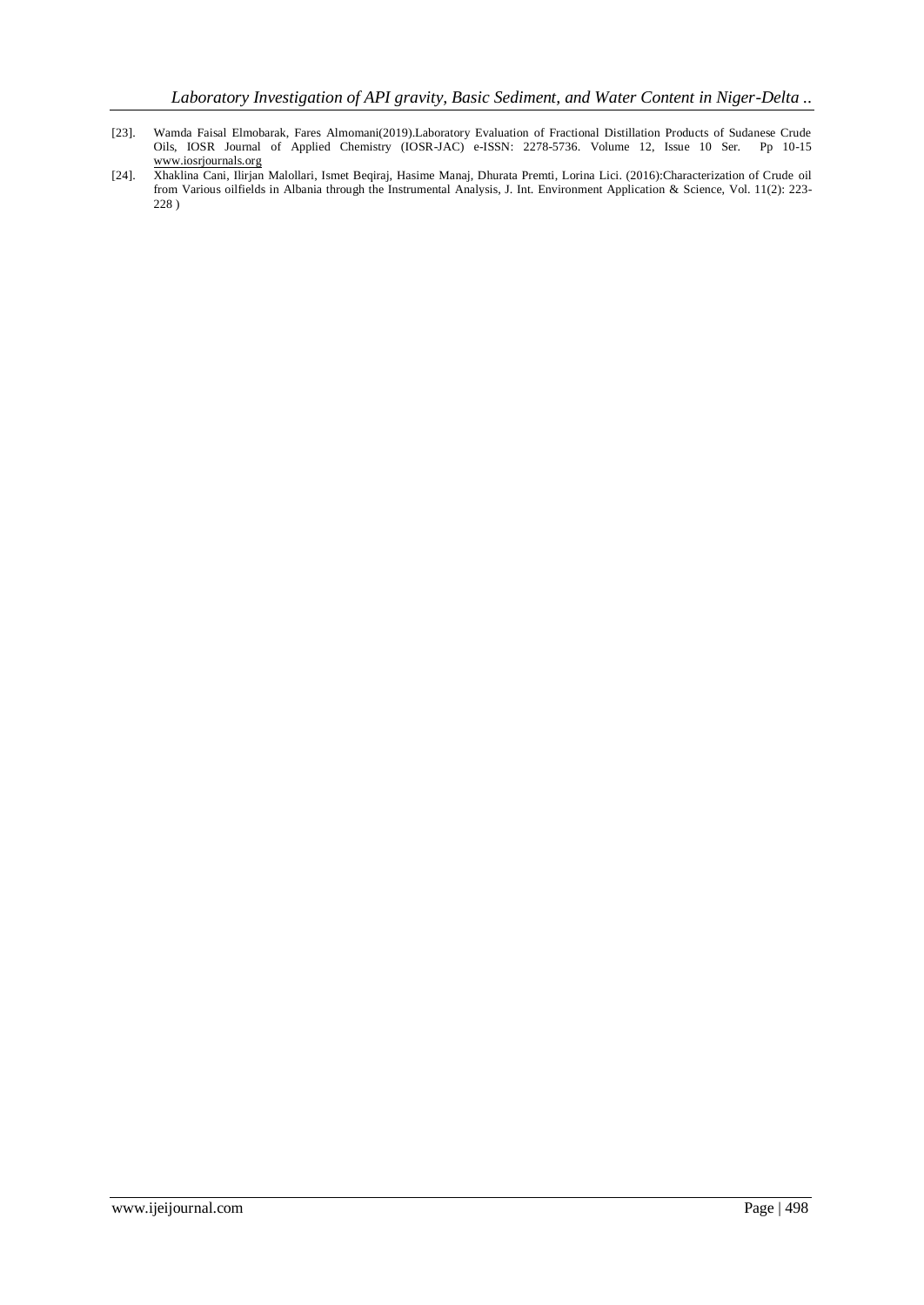[23]. Wamda Faisal Elmobarak, Fares Almomani(2019).Laboratory Evaluation of Fractional Distillation Products of Sudanese Crude Oils, IOSR Journal of Applied Chemistry (IOSR-JAC) e-ISSN: 2278-5736. Volume 12, Issue 10 Ser. Pp 10-15 www.iosrjournals.org

[24]. Xhaklina Cani, Ilirjan Malollari, Ismet Beqiraj, Hasime Manaj, Dhurata Premti, Lorina Lici. (2016):Characterization of Crude oil from Various oilfields in Albania through the Instrumental Analysis, J. Int. Environment Application & Science, Vol. 11(2): 223-228 )